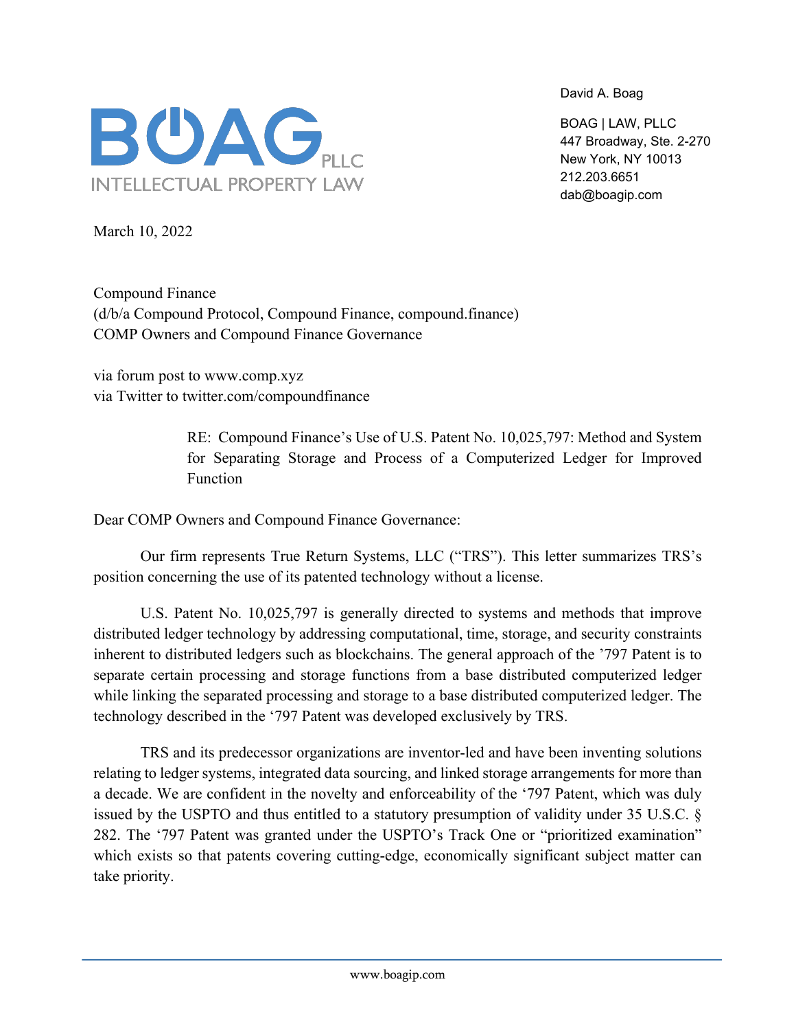BOAG PLLC
INTELLECTUAL PROPERTY LAW

David A. Boag

BOAG | LAW, PLLC
447 Broadway, Ste. 2-270
New York, NY 10013
212.203.6651
dab@boagip.com

March 10, 2022

Compound Finance
(d/b/a Compound Protocol, Compound Finance, compound.finance)
COMP Owners and Compound Finance Governance

via forum post to www.comp.xyz
via Twitter to twitter.com/compoundfinance

RE: Compound Finance's Use of U.S. Patent No. 10,025,797: Method and System for Separating Storage and Process of a Computerized Ledger for Improved Function

Dear COMP Owners and Compound Finance Governance:

Our firm represents True Return Systems, LLC ("TRS"). This letter summarizes TRS's position concerning the use of its patented technology without a license.

U.S. Patent No. 10,025,797 is generally directed to systems and methods that improve distributed ledger technology by addressing computational, time, storage, and security constraints inherent to distributed ledgers such as blockchains. The general approach of the '797 Patent is to separate certain processing and storage functions from a base distributed computerized ledger while linking the separated processing and storage to a base distributed computerized ledger. The technology described in the '797 Patent was developed exclusively by TRS.

TRS and its predecessor organizations are inventor-led and have been inventing solutions relating to ledger systems, integrated data sourcing, and linked storage arrangements for more than a decade. We are confident in the novelty and enforceability of the '797 Patent, which was duly issued by the USPTO and thus entitled to a statutory presumption of validity under 35 U.S.C. § 282. The '797 Patent was granted under the USPTO's Track One or "prioritized examination" which exists so that patents covering cutting-edge, economically significant subject matter can take priority.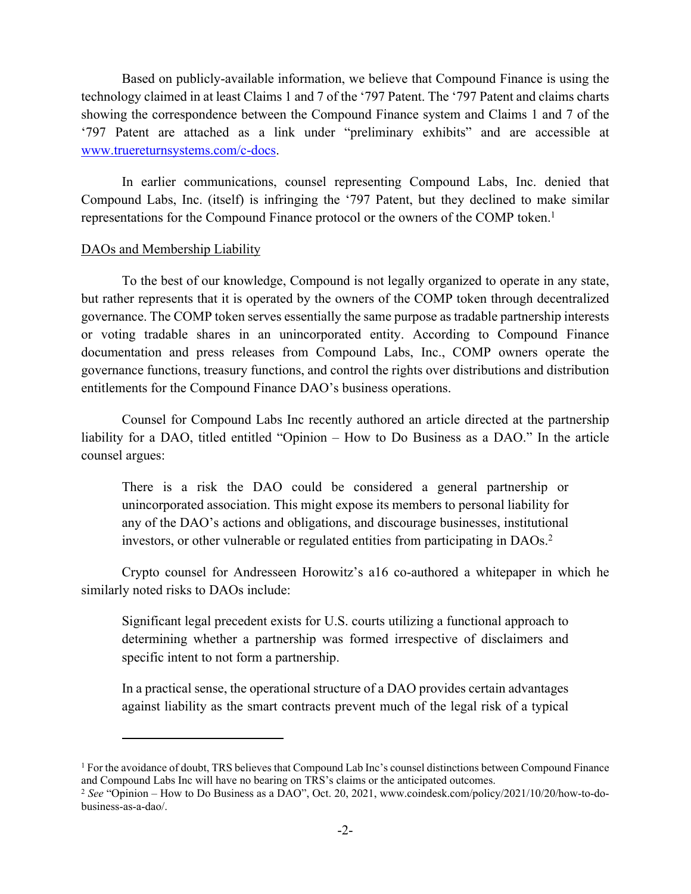Based on publicly-available information, we believe that Compound Finance is using the technology claimed in at least Claims 1 and 7 of the '797 Patent. The '797 Patent and claims charts showing the correspondence between the Compound Finance system and Claims 1 and 7 of the '797 Patent are attached as a link under "preliminary exhibits" and are accessible at [www.truereturnsystems.com/c-docs](www.truereturnsystems.com/c-docs).

In earlier communications, counsel representing Compound Labs, Inc. denied that Compound Labs, Inc. (itself) is infringing the '797 Patent, but they declined to make similar representations for the Compound Finance protocol or the owners of the COMP token.[1]

<u>DAOs and Membership Liability</u>

To the best of our knowledge, Compound is not legally organized to operate in any state, but rather represents that it is operated by the owners of the COMP token through decentralized governance. The COMP token serves essentially the same purpose as tradable partnership interests or voting tradable shares in an unincorporated entity. According to Compound Finance documentation and press releases from Compound Labs, Inc., COMP owners operate the governance functions, treasury functions, and control the rights over distributions and distribution entitlements for the Compound Finance DAO's business operations.

Counsel for Compound Labs Inc recently authored an article directed at the partnership liability for a DAO, titled entitled "Opinion – How to Do Business as a DAO." In the article counsel argues:

> There is a risk the DAO could be considered a general partnership or unincorporated association. This might expose its members to personal liability for any of the DAO's actions and obligations, and discourage businesses, institutional investors, or other vulnerable or regulated entities from participating in DAOs.[2]

Crypto counsel for Andresseen Horowitz's a16 co-authored a whitepaper in which he similarly noted risks to DAOs include:

> Significant legal precedent exists for U.S. courts utilizing a functional approach to determining whether a partnership was formed irrespective of disclaimers and specific intent to not form a partnership.
>
> In a practical sense, the operational structure of a DAO provides certain advantages against liability as the smart contracts prevent much of the legal risk of a typical

---

[1] For the avoidance of doubt, TRS believes that Compound Lab Inc's counsel distinctions between Compound Finance and Compound Labs Inc will have no bearing on TRS's claims or the anticipated outcomes.

[2] *See* "Opinion – How to Do Business as a DAO", Oct. 20, 2021, www.coindesk.com/policy/2021/10/20/how-to-do-business-as-a-dao/.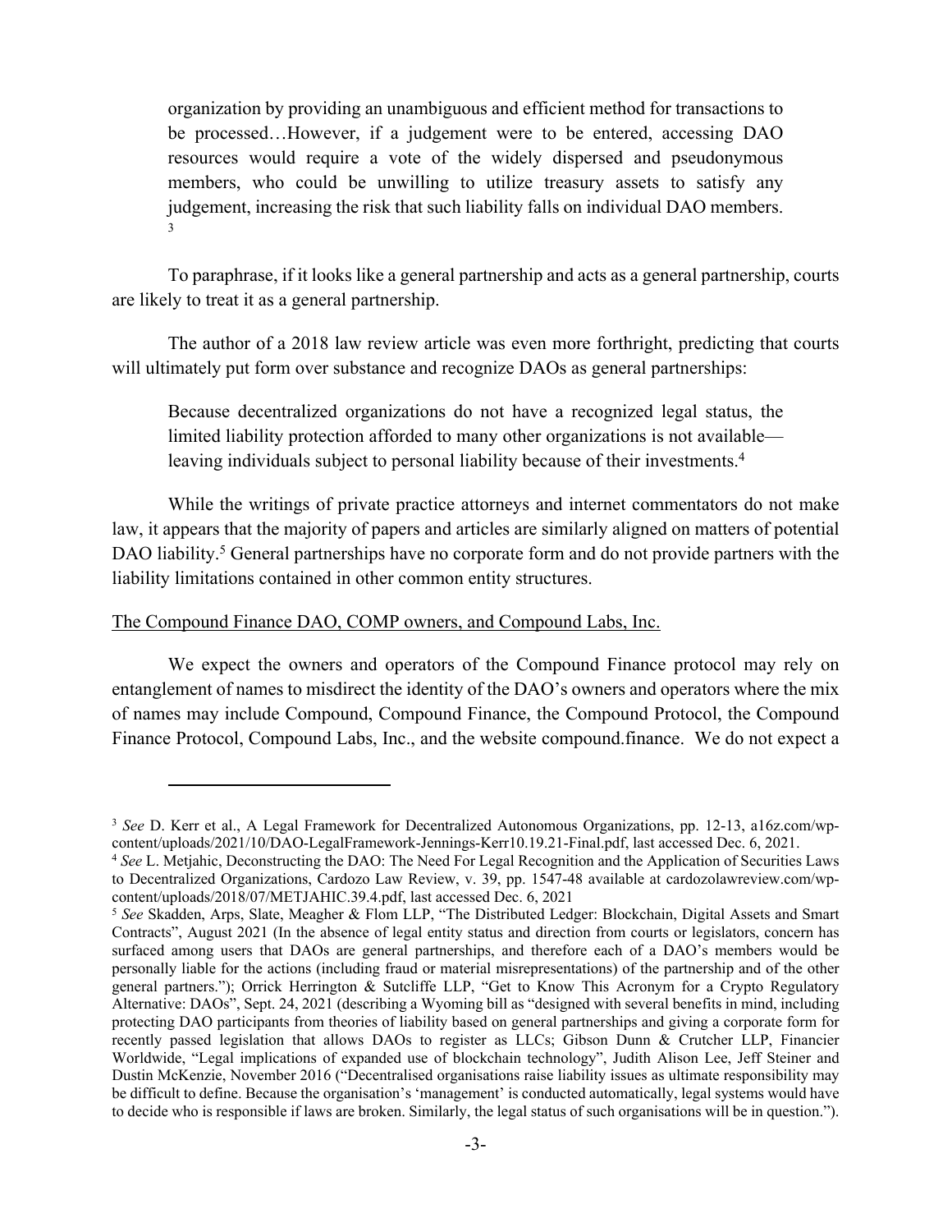> organization by providing an unambiguous and efficient method for transactions to be processed…However, if a judgement were to be entered, accessing DAO resources would require a vote of the widely dispersed and pseudonymous members, who could be unwilling to utilize treasury assets to satisfy any judgement, increasing the risk that such liability falls on individual DAO members. [3]

To paraphrase, if it looks like a general partnership and acts as a general partnership, courts are likely to treat it as a general partnership.

The author of a 2018 law review article was even more forthright, predicting that courts will ultimately put form over substance and recognize DAOs as general partnerships:

> Because decentralized organizations do not have a recognized legal status, the limited liability protection afforded to many other organizations is not available—leaving individuals subject to personal liability because of their investments.[4]

While the writings of private practice attorneys and internet commentators do not make law, it appears that the majority of papers and articles are similarly aligned on matters of potential DAO liability.[5] General partnerships have no corporate form and do not provide partners with the liability limitations contained in other common entity structures.

<u>The Compound Finance DAO, COMP owners, and Compound Labs, Inc.</u>

We expect the owners and operators of the Compound Finance protocol may rely on entanglement of names to misdirect the identity of the DAO's owners and operators where the mix of names may include Compound, Compound Finance, the Compound Protocol, the Compound Finance Protocol, Compound Labs, Inc., and the website compound.finance. We do not expect a

---

[3] *See* D. Kerr et al., A Legal Framework for Decentralized Autonomous Organizations, pp. 12-13, a16z.com/wp-content/uploads/2021/10/DAO-LegalFramework-Jennings-Kerr10.19.21-Final.pdf, last accessed Dec. 6, 2021.

[4] *See* L. Metjahic, Deconstructing the DAO: The Need For Legal Recognition and the Application of Securities Laws to Decentralized Organizations, Cardozo Law Review, v. 39, pp. 1547-48 available at cardozolawreview.com/wp-content/uploads/2018/07/METJAHIC.39.4.pdf, last accessed Dec. 6, 2021

[5] *See* Skadden, Arps, Slate, Meagher & Flom LLP, "The Distributed Ledger: Blockchain, Digital Assets and Smart Contracts", August 2021 (In the absence of legal entity status and direction from courts or legislators, concern has surfaced among users that DAOs are general partnerships, and therefore each of a DAO's members would be personally liable for the actions (including fraud or material misrepresentations) of the partnership and of the other general partners."); Orrick Herrington & Sutcliffe LLP, "Get to Know This Acronym for a Crypto Regulatory Alternative: DAOs", Sept. 24, 2021 (describing a Wyoming bill as "designed with several benefits in mind, including protecting DAO participants from theories of liability based on general partnerships and giving a corporate form for recently passed legislation that allows DAOs to register as LLCs; Gibson Dunn & Crutcher LLP, Financier Worldwide, "Legal implications of expanded use of blockchain technology", Judith Alison Lee, Jeff Steiner and Dustin McKenzie, November 2016 ("Decentralised organisations raise liability issues as ultimate responsibility may be difficult to define. Because the organisation's 'management' is conducted automatically, legal systems would have to decide who is responsible if laws are broken. Similarly, the legal status of such organisations will be in question.").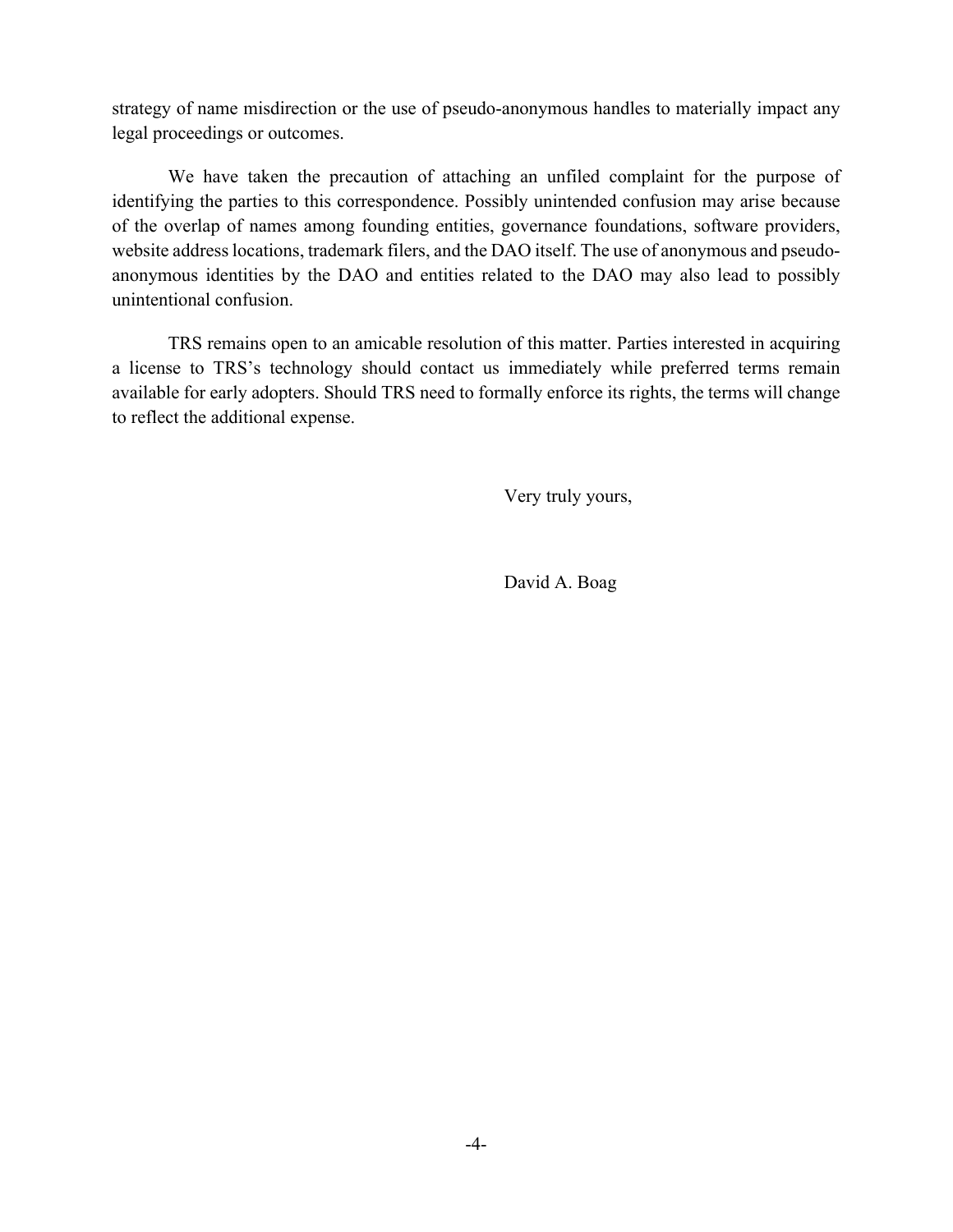strategy of name misdirection or the use of pseudo-anonymous handles to materially impact any legal proceedings or outcomes.

We have taken the precaution of attaching an unfiled complaint for the purpose of identifying the parties to this correspondence. Possibly unintended confusion may arise because of the overlap of names among founding entities, governance foundations, software providers, website address locations, trademark filers, and the DAO itself. The use of anonymous and pseudo-anonymous identities by the DAO and entities related to the DAO may also lead to possibly unintentional confusion.

TRS remains open to an amicable resolution of this matter. Parties interested in acquiring a license to TRS's technology should contact us immediately while preferred terms remain available for early adopters. Should TRS need to formally enforce its rights, the terms will change to reflect the additional expense.

Very truly yours,

David A. Boag